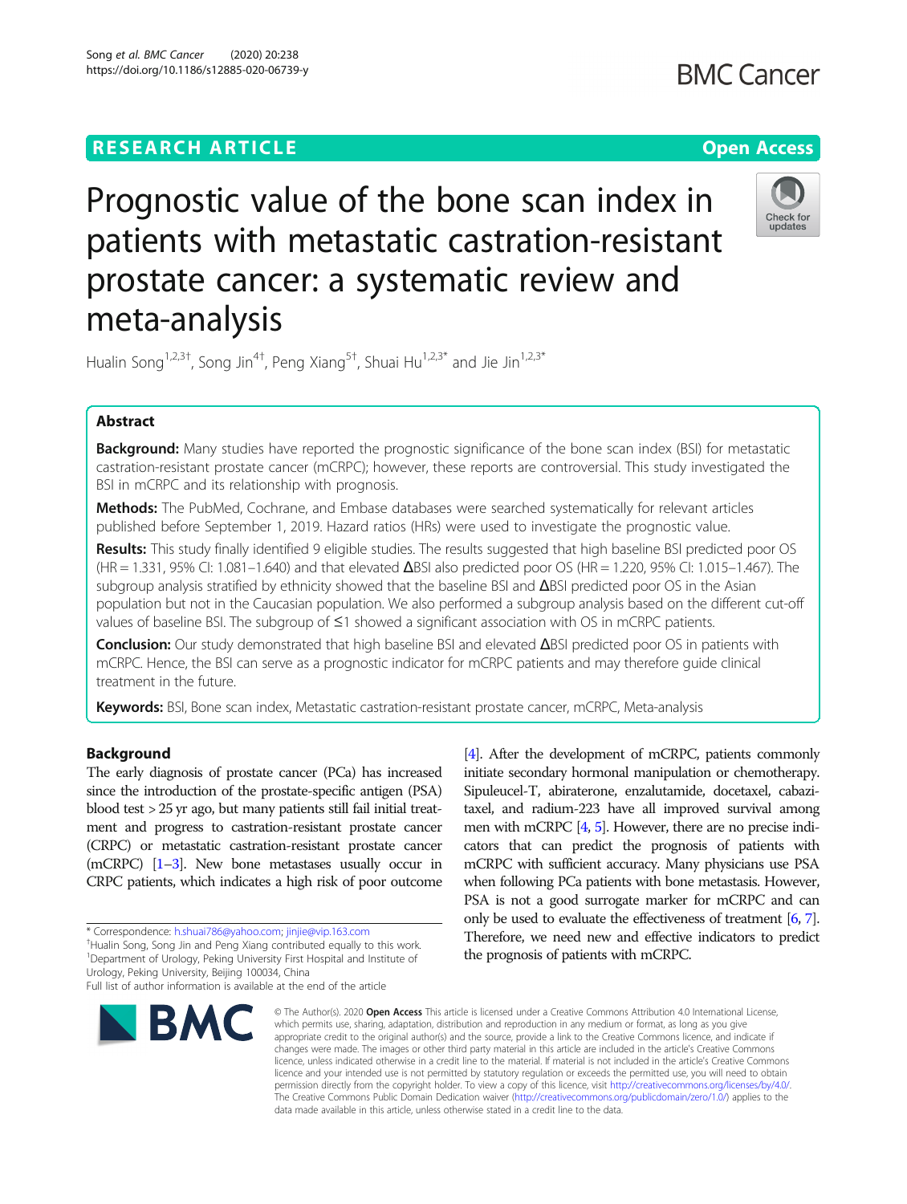RESEARCH ARTICLE

Open Access

# Prognostic value of the bone scan index in patients with metastatic castration-resistant prostate cancer: a systematic review and meta-analysis

Hualin Song[1,2,3†], Song Jin[4†], Peng Xiang[5†], Shuai Hu[1,2,3*] and Jie Jin[1,2,3*]

## Abstract

**Background:** Many studies have reported the prognostic significance of the bone scan index (BSI) for metastatic castration-resistant prostate cancer (mCRPC); however, these reports are controversial. This study investigated the BSI in mCRPC and its relationship with prognosis.

**Methods:** The PubMed, Cochrane, and Embase databases were searched systematically for relevant articles published before September 1, 2019. Hazard ratios (HRs) were used to investigate the prognostic value.

**Results:** This study finally identified 9 eligible studies. The results suggested that high baseline BSI predicted poor OS (HR = 1.331, 95% CI: 1.081–1.640) and that elevated ΔBSI also predicted poor OS (HR = 1.220, 95% CI: 1.015–1.467). The subgroup analysis stratified by ethnicity showed that the baseline BSI and ΔBSI predicted poor OS in the Asian population but not in the Caucasian population. We also performed a subgroup analysis based on the different cut-off values of baseline BSI. The subgroup of ≤1 showed a significant association with OS in mCRPC patients.

**Conclusion:** Our study demonstrated that high baseline BSI and elevated ΔBSI predicted poor OS in patients with mCRPC. Hence, the BSI can serve as a prognostic indicator for mCRPC patients and may therefore guide clinical treatment in the future.

**Keywords:** BSI, Bone scan index, Metastatic castration-resistant prostate cancer, mCRPC, Meta-analysis

## Background

The early diagnosis of prostate cancer (PCa) has increased since the introduction of the prostate-specific antigen (PSA) blood test > 25 yr ago, but many patients still fail initial treatment and progress to castration-resistant prostate cancer (CRPC) or metastatic castration-resistant prostate cancer (mCRPC) [1–3]. New bone metastases usually occur in CRPC patients, which indicates a high risk of poor outcome [4]. After the development of mCRPC, patients commonly initiate secondary hormonal manipulation or chemotherapy. Sipuleucel-T, abiraterone, enzalutamide, docetaxel, cabazitaxel, and radium-223 have all improved survival among men with mCRPC [4, 5]. However, there are no precise indicators that can predict the prognosis of patients with mCRPC with sufficient accuracy. Many physicians use PSA when following PCa patients with bone metastasis. However, PSA is not a good surrogate marker for mCRPC and can only be used to evaluate the effectiveness of treatment [6, 7]. Therefore, we need new and effective indicators to predict the prognosis of patients with mCRPC.

* Correspondence: h.shuai786@yahoo.com; jinjie@vip.163.com
†Hualin Song, Song Jin and Peng Xiang contributed equally to this work.
[1]Department of Urology, Peking University First Hospital and Institute of Urology, Peking University, Beijing 100034, China
Full list of author information is available at the end of the article

© The Author(s). 2020 **Open Access** This article is licensed under a Creative Commons Attribution 4.0 International License, which permits use, sharing, adaptation, distribution and reproduction in any medium or format, as long as you give appropriate credit to the original author(s) and the source, provide a link to the Creative Commons licence, and indicate if changes were made. The images or other third party material in this article are included in the article's Creative Commons licence, unless indicated otherwise in a credit line to the material. If material is not included in the article's Creative Commons licence and your intended use is not permitted by statutory regulation or exceeds the permitted use, you will need to obtain permission directly from the copyright holder. To view a copy of this licence, visit http://creativecommons.org/licenses/by/4.0/. The Creative Commons Public Domain Dedication waiver (http://creativecommons.org/publicdomain/zero/1.0/) applies to the data made available in this article, unless otherwise stated in a credit line to the data.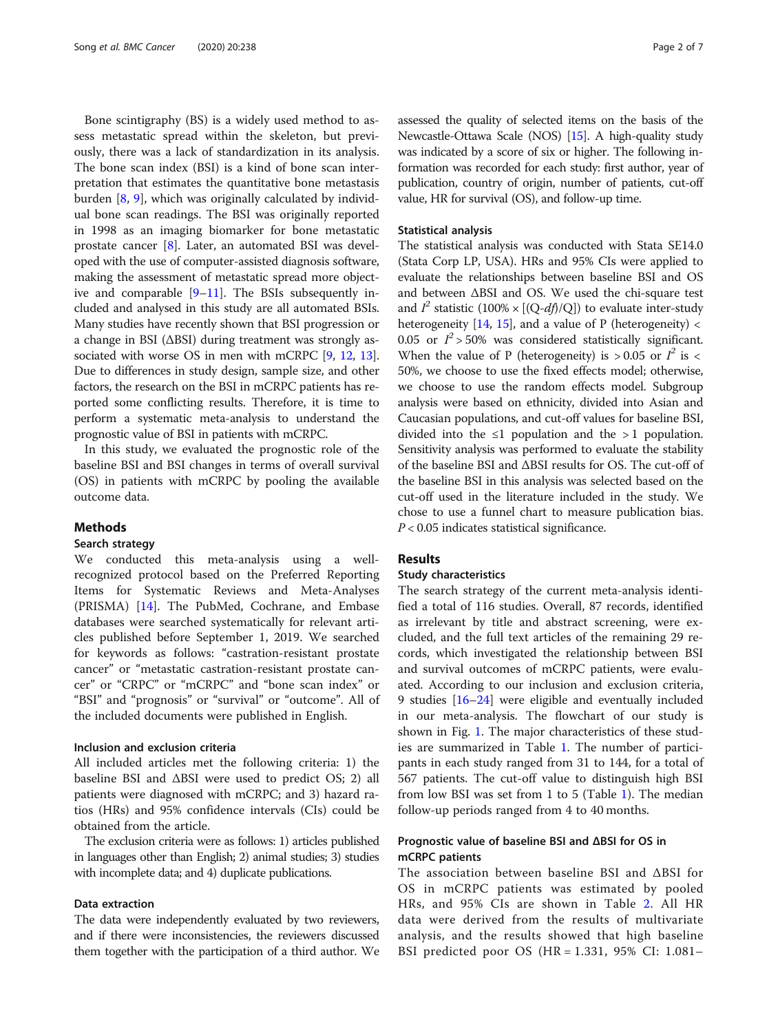Bone scintigraphy (BS) is a widely used method to assess metastatic spread within the skeleton, but previously, there was a lack of standardization in its analysis. The bone scan index (BSI) is a kind of bone scan interpretation that estimates the quantitative bone metastasis burden [8, 9], which was originally calculated by individual bone scan readings. The BSI was originally reported in 1998 as an imaging biomarker for bone metastatic prostate cancer [8]. Later, an automated BSI was developed with the use of computer-assisted diagnosis software, making the assessment of metastatic spread more objective and comparable [9–11]. The BSIs subsequently included and analysed in this study are all automated BSIs. Many studies have recently shown that BSI progression or a change in BSI (ΔBSI) during treatment was strongly associated with worse OS in men with mCRPC [9, 12, 13]. Due to differences in study design, sample size, and other factors, the research on the BSI in mCRPC patients has reported some conflicting results. Therefore, it is time to perform a systematic meta-analysis to understand the prognostic value of BSI in patients with mCRPC.

In this study, we evaluated the prognostic role of the baseline BSI and BSI changes in terms of overall survival (OS) in patients with mCRPC by pooling the available outcome data.

## Methods

### Search strategy

We conducted this meta-analysis using a well-recognized protocol based on the Preferred Reporting Items for Systematic Reviews and Meta-Analyses (PRISMA) [14]. The PubMed, Cochrane, and Embase databases were searched systematically for relevant articles published before September 1, 2019. We searched for keywords as follows: "castration-resistant prostate cancer" or "metastatic castration-resistant prostate cancer" or "CRPC" or "mCRPC" and "bone scan index" or "BSI" and "prognosis" or "survival" or "outcome". All of the included documents were published in English.

### Inclusion and exclusion criteria

All included articles met the following criteria: 1) the baseline BSI and ΔBSI were used to predict OS; 2) all patients were diagnosed with mCRPC; and 3) hazard ratios (HRs) and 95% confidence intervals (CIs) could be obtained from the article.

The exclusion criteria were as follows: 1) articles published in languages other than English; 2) animal studies; 3) studies with incomplete data; and 4) duplicate publications.

### Data extraction

The data were independently evaluated by two reviewers, and if there were inconsistencies, the reviewers discussed them together with the participation of a third author. We assessed the quality of selected items on the basis of the Newcastle-Ottawa Scale (NOS) [15]. A high-quality study was indicated by a score of six or higher. The following information was recorded for each study: first author, year of publication, country of origin, number of patients, cut-off value, HR for survival (OS), and follow-up time.

### Statistical analysis

The statistical analysis was conducted with Stata SE14.0 (Stata Corp LP, USA). HRs and 95% CIs were applied to evaluate the relationships between baseline BSI and OS and between ΔBSI and OS. We used the chi-square test and $I^2$ statistic ($100\% \times [(Q\text{-}df)/Q]$) to evaluate inter-study heterogeneity [14, 15], and a value of P (heterogeneity) < 0.05 or $I^2 > 50\%$ was considered statistically significant. When the value of P (heterogeneity) is > 0.05 or $I^2$ is < 50%, we choose to use the fixed effects model; otherwise, we choose to use the random effects model. Subgroup analysis were based on ethnicity, divided into Asian and Caucasian populations, and cut-off values for baseline BSI, divided into the ≤1 population and the > 1 population. Sensitivity analysis was performed to evaluate the stability of the baseline BSI and ΔBSI results for OS. The cut-off of the baseline BSI in this analysis was selected based on the cut-off used in the literature included in the study. We chose to use a funnel chart to measure publication bias. $P < 0.05$ indicates statistical significance.

## Results

### Study characteristics

The search strategy of the current meta-analysis identified a total of 116 studies. Overall, 87 records, identified as irrelevant by title and abstract screening, were excluded, and the full text articles of the remaining 29 records, which investigated the relationship between BSI and survival outcomes of mCRPC patients, were evaluated. According to our inclusion and exclusion criteria, 9 studies [16–24] were eligible and eventually included in our meta-analysis. The flowchart of our study is shown in Fig. 1. The major characteristics of these studies are summarized in Table 1. The number of participants in each study ranged from 31 to 144, for a total of 567 patients. The cut-off value to distinguish high BSI from low BSI was set from 1 to 5 (Table 1). The median follow-up periods ranged from 4 to 40 months.

### Prognostic value of baseline BSI and ΔBSI for OS in mCRPC patients

The association between baseline BSI and ΔBSI for OS in mCRPC patients was estimated by pooled HRs, and 95% CIs are shown in Table 2. All HR data were derived from the results of multivariate analysis, and the results showed that high baseline BSI predicted poor OS (HR = 1.331, 95% CI: 1.081–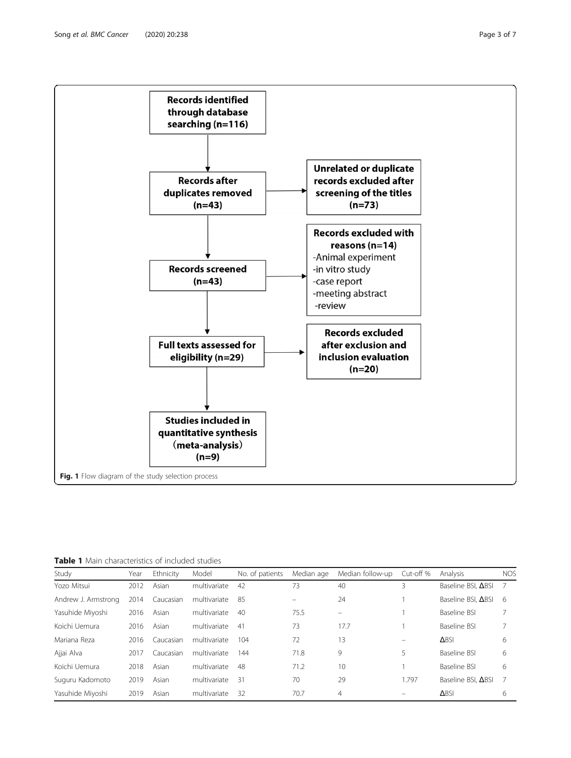Records identified through database searching (n=116)

Records after duplicates removed (n=43)

Unrelated or duplicate records excluded after screening of the titles (n=73)

Records screened (n=43)

Records excluded with reasons (n=14)
- Animal experiment
- in vitro study
- case report
- meeting abstract
- review

Full texts assessed for eligibility (n=29)

Records excluded after exclusion and inclusion evaluation (n=20)

Studies included in quantitative synthesis (meta-analysis) (n=9)

**Fig. 1** Flow diagram of the study selection process

**Table 1** Main characteristics of included studies

| Study | Year | Ethnicity | Model | No. of patients | Median age | Median follow-up | Cut-off % | Analysis | NOS |
|---|---|---|---|---|---|---|---|---|---|
| Yozo Mitsui | 2012 | Asian | multivariate | 42 | 73 | 40 | 3 | Baseline BSI, ΔBSI | 7 |
| Andrew J. Armstrong | 2014 | Caucasian | multivariate | 85 | – | 24 | 1 | Baseline BSI, ΔBSI | 6 |
| Yasuhide Miyoshi | 2016 | Asian | multivariate | 40 | 75.5 | – | 1 | Baseline BSI | 7 |
| Koichi Uemura | 2016 | Asian | multivariate | 41 | 73 | 17.7 | 1 | Baseline BSI | 7 |
| Mariana Reza | 2016 | Caucasian | multivariate | 104 | 72 | 13 | – | ΔBSI | 6 |
| Ajjai Alva | 2017 | Caucasian | multivariate | 144 | 71.8 | 9 | 5 | Baseline BSI | 6 |
| Koichi Uemura | 2018 | Asian | multivariate | 48 | 71.2 | 10 | 1 | Baseline BSI | 6 |
| Suguru Kadomoto | 2019 | Asian | multivariate | 31 | 70 | 29 | 1.797 | Baseline BSI, ΔBSI | 7 |
| Yasuhide Miyoshi | 2019 | Asian | multivariate | 32 | 70.7 | 4 | – | ΔBSI | 6 |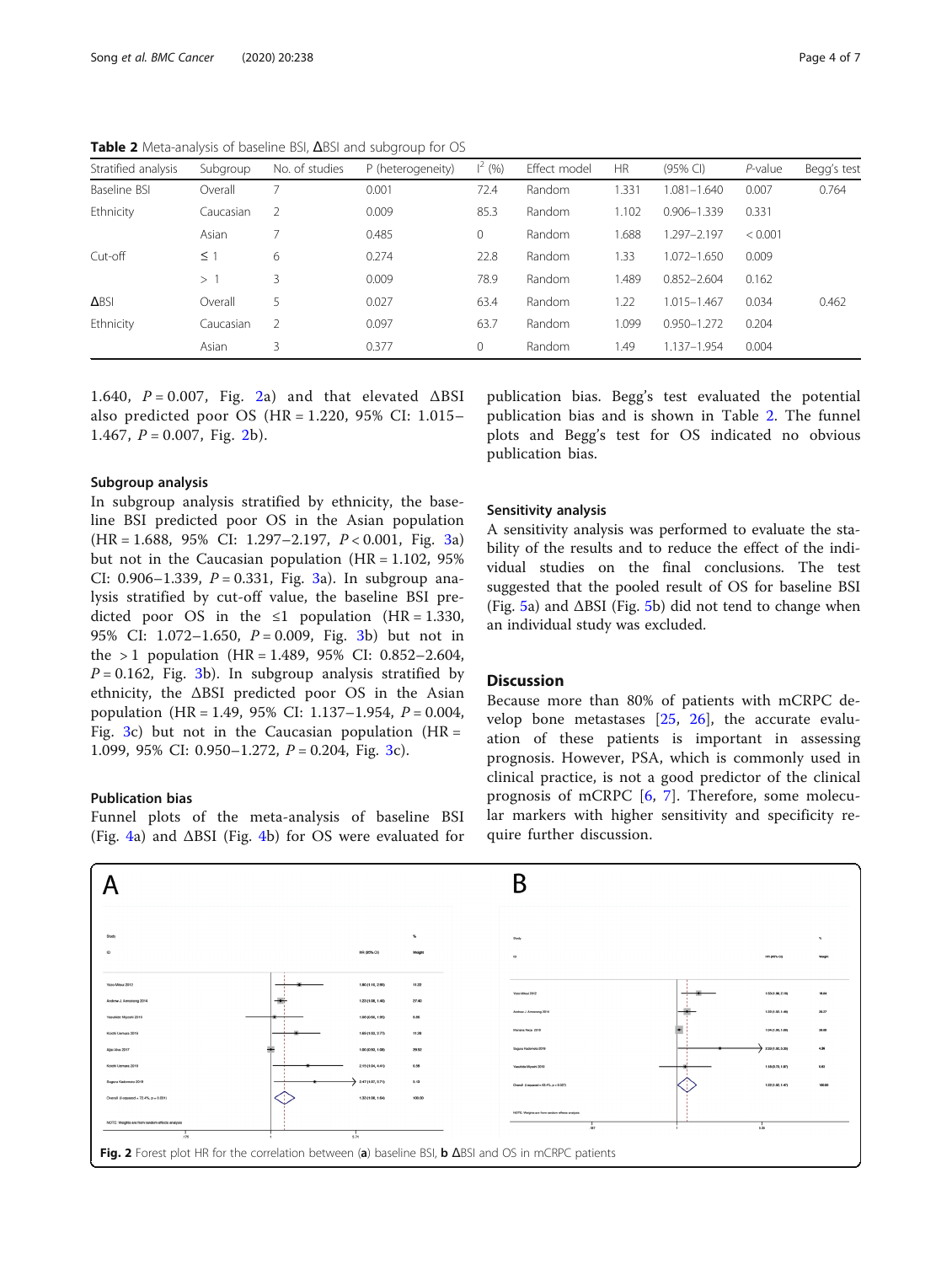**Table 2** Meta-analysis of baseline BSI, ΔBSI and subgroup for OS

| Stratified analysis | Subgroup | No. of studies | P (heterogeneity) | $I^2$ (%) | Effect model | HR | (95% CI) | *P*-value | Begg's test |
|---|---|---|---|---|---|---|---|---|---|
| Baseline BSI | Overall | 7 | 0.001 | 72.4 | Random | 1.331 | 1.081–1.640 | 0.007 | 0.764 |
| Ethnicity | Caucasian | 2 | 0.009 | 85.3 | Random | 1.102 | 0.906–1.339 | 0.331 | |
| | Asian | 7 | 0.485 | 0 | Random | 1.688 | 1.297–2.197 | < 0.001 | |
| Cut-off | ≤ 1 | 6 | 0.274 | 22.8 | Random | 1.33 | 1.072–1.650 | 0.009 | |
| | > 1 | 3 | 0.009 | 78.9 | Random | 1.489 | 0.852–2.604 | 0.162 | |
| ΔBSI | Overall | 5 | 0.027 | 63.4 | Random | 1.22 | 1.015–1.467 | 0.034 | 0.462 |
| Ethnicity | Caucasian | 2 | 0.097 | 63.7 | Random | 1.099 | 0.950–1.272 | 0.204 | |
| | Asian | 3 | 0.377 | 0 | Random | 1.49 | 1.137–1.954 | 0.004 | |

1.640, $P = 0.007$, Fig. 2a) and that elevated ΔBSI also predicted poor OS (HR = 1.220, 95% CI: 1.015–1.467, $P = 0.007$, Fig. 2b).

### Subgroup analysis

In subgroup analysis stratified by ethnicity, the baseline BSI predicted poor OS in the Asian population (HR = 1.688, 95% CI: 1.297–2.197, $P < 0.001$, Fig. 3a) but not in the Caucasian population (HR = 1.102, 95% CI: 0.906–1.339, $P = 0.331$, Fig. 3a). In subgroup analysis stratified by cut-off value, the baseline BSI predicted poor OS in the ≤1 population (HR = 1.330, 95% CI: 1.072–1.650, $P = 0.009$, Fig. 3b) but not in the >1 population (HR = 1.489, 95% CI: 0.852–2.604, $P = 0.162$, Fig. 3b). In subgroup analysis stratified by ethnicity, the ΔBSI predicted poor OS in the Asian population (HR = 1.49, 95% CI: 1.137–1.954, $P = 0.004$, Fig. 3c) but not in the Caucasian population (HR = 1.099, 95% CI: 0.950–1.272, $P = 0.204$, Fig. 3c).

### Publication bias

Funnel plots of the meta-analysis of baseline BSI (Fig. 4a) and ΔBSI (Fig. 4b) for OS were evaluated for publication bias. Begg's test evaluated the potential publication bias and is shown in Table 2. The funnel plots and Begg's test for OS indicated no obvious publication bias.

### Sensitivity analysis

A sensitivity analysis was performed to evaluate the stability of the results and to reduce the effect of the individual studies on the final conclusions. The test suggested that the pooled result of OS for baseline BSI (Fig. 5a) and ΔBSI (Fig. 5b) did not tend to change when an individual study was excluded.

## Discussion

Because more than 80% of patients with mCRPC develop bone metastases [25, 26], the accurate evaluation of these patients is important in assessing prognosis. However, PSA, which is commonly used in clinical practice, is not a good predictor of the clinical prognosis of mCRPC [6, 7]. Therefore, some molecular markers with higher sensitivity and specificity require further discussion.

**Fig. 2** Forest plot HR for the correlation between (**a**) baseline BSI, **b** ΔBSI and OS in mCRPC patients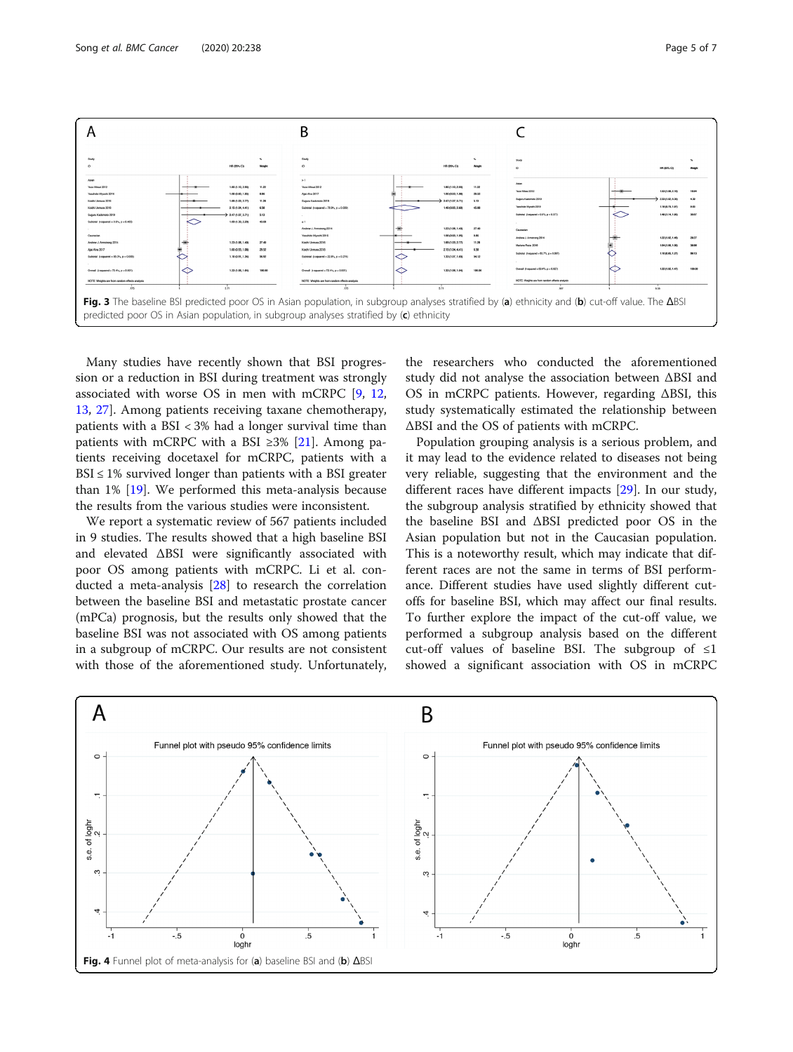Fig. 3 The baseline BSI predicted poor OS in Asian population, in subgroup analyses stratified by (**a**) ethnicity and (**b**) cut-off value. The ΔBSI predicted poor OS in Asian population, in subgroup analyses stratified by (**c**) ethnicity

Many studies have recently shown that BSI progression or a reduction in BSI during treatment was strongly associated with worse OS in men with mCRPC [9, 12, 13, 27]. Among patients receiving taxane chemotherapy, patients with a BSI < 3% had a longer survival time than patients with mCRPC with a BSI ≥3% [21]. Among patients receiving docetaxel for mCRPC, patients with a BSI ≤ 1% survived longer than patients with a BSI greater than 1% [19]. We performed this meta-analysis because the results from the various studies were inconsistent.

We report a systematic review of 567 patients included in 9 studies. The results showed that a high baseline BSI and elevated ΔBSI were significantly associated with poor OS among patients with mCRPC. Li et al. conducted a meta-analysis [28] to research the correlation between the baseline BSI and metastatic prostate cancer (mPCa) prognosis, but the results only showed that the baseline BSI was not associated with OS among patients in a subgroup of mCRPC. Our results are not consistent with those of the aforementioned study. Unfortunately, the researchers who conducted the aforementioned study did not analyse the association between ΔBSI and OS in mCRPC patients. However, regarding ΔBSI, this study systematically estimated the relationship between ΔBSI and the OS of patients with mCRPC.

Population grouping analysis is a serious problem, and it may lead to the evidence related to diseases not being very reliable, suggesting that the environment and the different races have different impacts [29]. In our study, the subgroup analysis stratified by ethnicity showed that the baseline BSI and ΔBSI predicted poor OS in the Asian population but not in the Caucasian population. This is a noteworthy result, which may indicate that different races are not the same in terms of BSI performance. Different studies have used slightly different cut-offs for baseline BSI, which may affect our final results. To further explore the impact of the cut-off value, we performed a subgroup analysis based on the different cut-off values of baseline BSI. The subgroup of ≤1 showed a significant association with OS in mCRPC

Fig. 4 Funnel plot of meta-analysis for (**a**) baseline BSI and (**b**) ΔBSI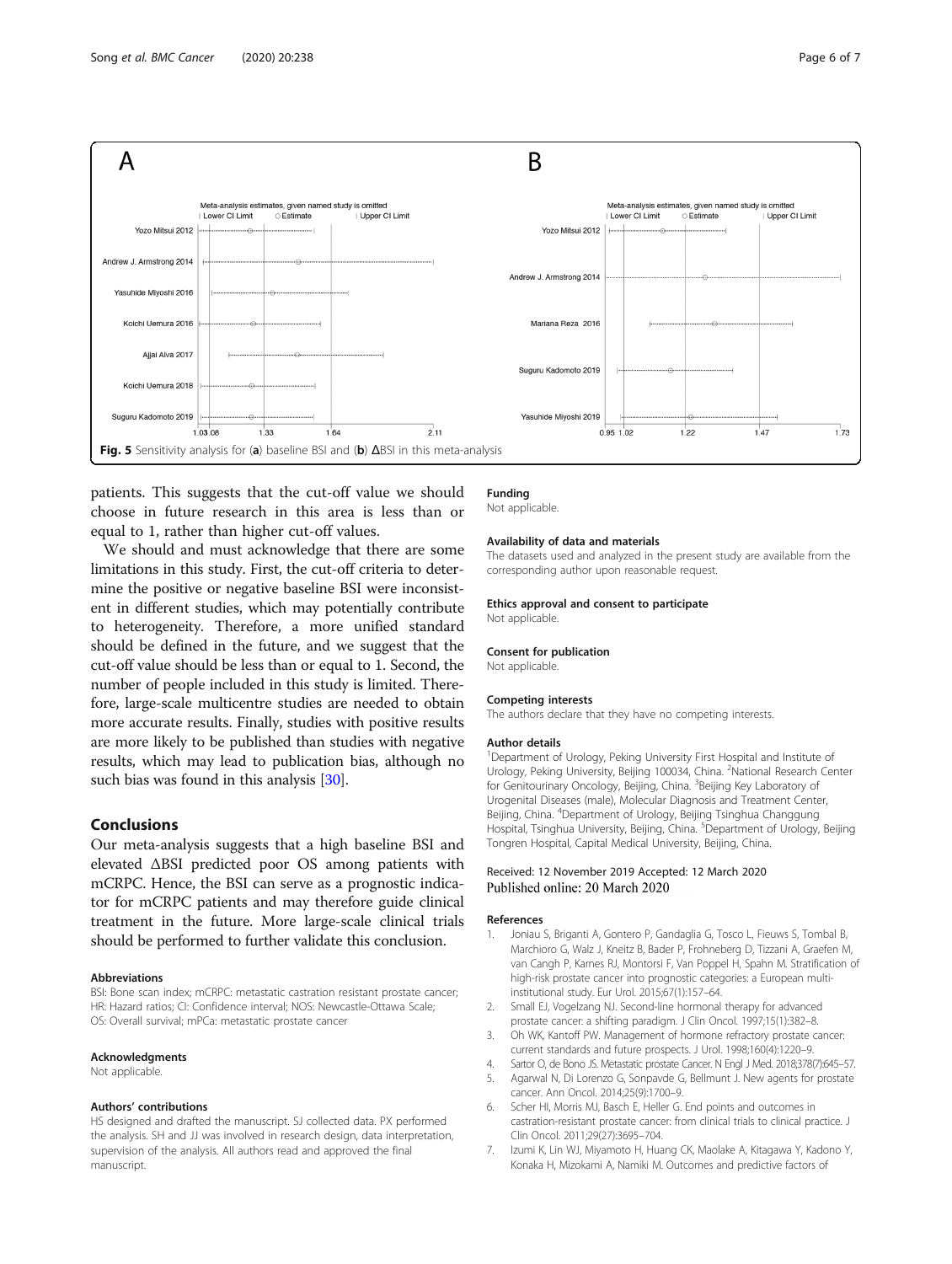Fig. 5 Sensitivity analysis for (a) baseline BSI and (b) ΔBSI in this meta-analysis

patients. This suggests that the cut-off value we should choose in future research in this area is less than or equal to 1, rather than higher cut-off values.

We should and must acknowledge that there are some limitations in this study. First, the cut-off criteria to determine the positive or negative baseline BSI were inconsistent in different studies, which may potentially contribute to heterogeneity. Therefore, a more unified standard should be defined in the future, and we suggest that the cut-off value should be less than or equal to 1. Second, the number of people included in this study is limited. Therefore, large-scale multicentre studies are needed to obtain more accurate results. Finally, studies with positive results are more likely to be published than studies with negative results, which may lead to publication bias, although no such bias was found in this analysis [30].

## Conclusions

Our meta-analysis suggests that a high baseline BSI and elevated ΔBSI predicted poor OS among patients with mCRPC. Hence, the BSI can serve as a prognostic indicator for mCRPC patients and may therefore guide clinical treatment in the future. More large-scale clinical trials should be performed to further validate this conclusion.

### Abbreviations

BSI: Bone scan index; mCRPC: metastatic castration resistant prostate cancer; HR: Hazard ratios; CI: Confidence interval; NOS: Newcastle-Ottawa Scale; OS: Overall survival; mPCa: metastatic prostate cancer

### Acknowledgments

Not applicable.

### Authors' contributions

HS designed and drafted the manuscript. SJ collected data. PX performed the analysis. SH and JJ was involved in research design, data interpretation, supervision of the analysis. All authors read and approved the final manuscript.

### Funding

Not applicable.

### Availability of data and materials

The datasets used and analyzed in the present study are available from the corresponding author upon reasonable request.

### Ethics approval and consent to participate

Not applicable.

### Consent for publication

Not applicable.

### Competing interests

The authors declare that they have no competing interests.

### Author details

[1]Department of Urology, Peking University First Hospital and Institute of Urology, Peking University, Beijing 100034, China. [2]National Research Center for Genitourinary Oncology, Beijing, China. [3]Beijing Key Laboratory of Urogenital Diseases (male), Molecular Diagnosis and Treatment Center, Beijing, China. [4]Department of Urology, Beijing Tsinghua Changgung Hospital, Tsinghua University, Beijing, China. [5]Department of Urology, Beijing Tongren Hospital, Capital Medical University, Beijing, China.

Received: 12 November 2019 Accepted: 12 March 2020
Published online: 20 March 2020

### References

1. Joniau S, Briganti A, Gontero P, Gandaglia G, Tosco L, Fieuws S, Tombal B, Marchioro G, Walz J, Kneitz B, Bader P, Frohneberg D, Tizzani A, Graefen M, van Cangh P, Karnes RJ, Montorsi F, Van Poppel H, Spahn M. Stratification of high-risk prostate cancer into prognostic categories: a European multi-institutional study. Eur Urol. 2015;67(1):157–64.
2. Small EJ, Vogelzang NJ. Second-line hormonal therapy for advanced prostate cancer: a shifting paradigm. J Clin Oncol. 1997;15(1):382–8.
3. Oh WK, Kantoff PW. Management of hormone refractory prostate cancer: current standards and future prospects. J Urol. 1998;160(4):1220–9.
4. Sartor O, de Bono JS. Metastatic prostate Cancer. N Engl J Med. 2018;378(7):645–57.
5. Agarwal N, Di Lorenzo G, Sonpavde G, Bellmunt J. New agents for prostate cancer. Ann Oncol. 2014;25(9):1700–9.
6. Scher HI, Morris MJ, Basch E, Heller G. End points and outcomes in castration-resistant prostate cancer: from clinical trials to clinical practice. J Clin Oncol. 2011;29(27):3695–704.
7. Izumi K, Lin WJ, Miyamoto H, Huang CK, Maolake A, Kitagawa Y, Kadono Y, Konaka H, Mizokami A, Namiki M. Outcomes and predictive factors of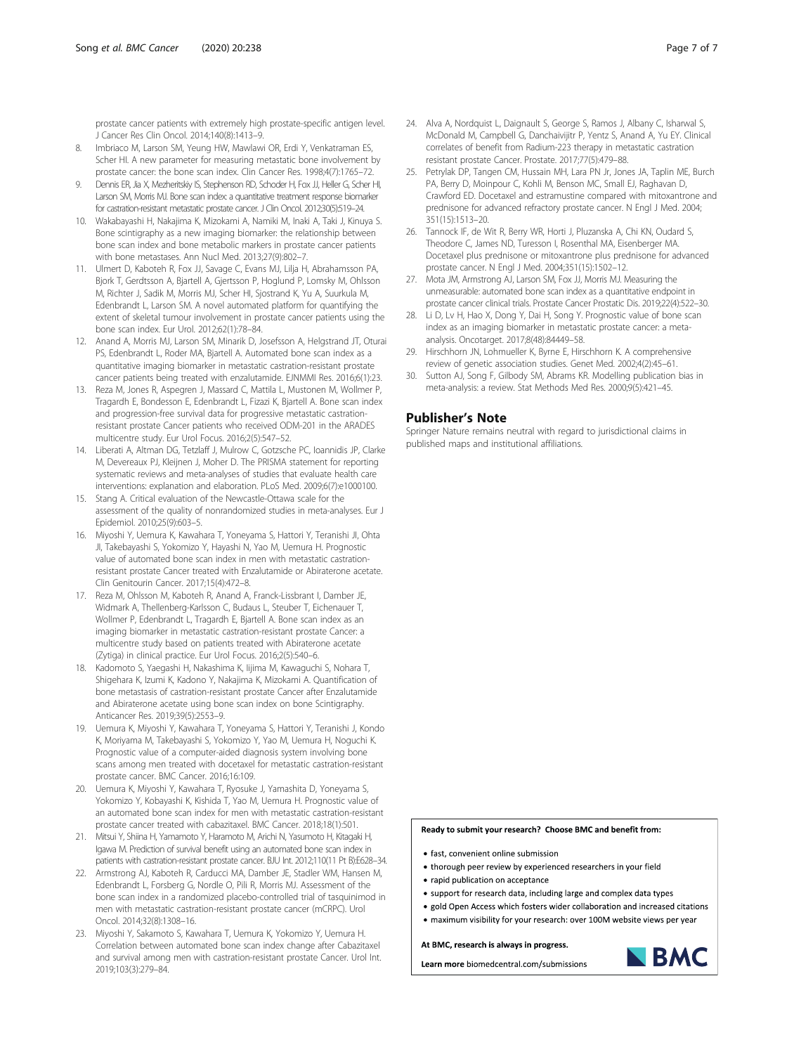prostate cancer patients with extremely high prostate-specific antigen level. J Cancer Res Clin Oncol. 2014;140(8):1413–9.

8. Imbriaco M, Larson SM, Yeung HW, Mawlawi OR, Erdi Y, Venkatraman ES, Scher HI. A new parameter for measuring metastatic bone involvement by prostate cancer: the bone scan index. Clin Cancer Res. 1998;4(7):1765–72.
9. Dennis ER, Jia X, Mezheritskiy IS, Stephenson RD, Schoder H, Fox JJ, Heller G, Scher HI, Larson SM, Morris MJ. Bone scan index: a quantitative treatment response biomarker for castration-resistant metastatic prostate cancer. J Clin Oncol. 2012;30(5):519–24.
10. Wakabayashi H, Nakajima K, Mizokami A, Namiki M, Inaki A, Taki J, Kinuya S. Bone scintigraphy as a new imaging biomarker: the relationship between bone scan index and bone metabolic markers in prostate cancer patients with bone metastases. Ann Nucl Med. 2013;27(9):802–7.
11. Ulmert D, Kaboteh R, Fox JJ, Savage C, Evans MJ, Lilja H, Abrahamsson PA, Bjork T, Gerdtsson A, Bjartell A, Gjertsson P, Hoglund P, Lomsky M, Ohlsson M, Richter J, Sadik M, Morris MJ, Scher HI, Sjostrand K, Yu A, Suurkula M, Edenbrandt L, Larson SM. A novel automated platform for quantifying the extent of skeletal tumour involvement in prostate cancer patients using the bone scan index. Eur Urol. 2012;62(1):78–84.
12. Anand A, Morris MJ, Larson SM, Minarik D, Josefsson A, Helgstrand JT, Oturai PS, Edenbrandt L, Roder MA, Bjartell A. Automated bone scan index as a quantitative imaging biomarker in metastatic castration-resistant prostate cancer patients being treated with enzalutamide. EJNMMI Res. 2016;6(1):23.
13. Reza M, Jones R, Aspegren J, Massard C, Mattila L, Mustonen M, Wollmer P, Tragardh E, Bondesson E, Edenbrandt L, Fizazi K, Bjartell A. Bone scan index and progression-free survival data for progressive metastatic castration-resistant prostate Cancer patients who received ODM-201 in the ARADES multicentre study. Eur Urol Focus. 2016;2(5):547–52.
14. Liberati A, Altman DG, Tetzlaff J, Mulrow C, Gotzsche PC, Ioannidis JP, Clarke M, Devereaux PJ, Kleijnen J, Moher D. The PRISMA statement for reporting systematic reviews and meta-analyses of studies that evaluate health care interventions: explanation and elaboration. PLoS Med. 2009;6(7):e1000100.
15. Stang A. Critical evaluation of the Newcastle-Ottawa scale for the assessment of the quality of nonrandomized studies in meta-analyses. Eur J Epidemiol. 2010;25(9):603–5.
16. Miyoshi Y, Uemura K, Kawahara T, Yoneyama S, Hattori Y, Teranishi JI, Ohta JI, Takebayashi S, Yokomizo Y, Hayashi N, Yao M, Uemura H. Prognostic value of automated bone scan index in men with metastatic castration-resistant prostate Cancer treated with Enzalutamide or Abiraterone acetate. Clin Genitourin Cancer. 2017;15(4):472–8.
17. Reza M, Ohlsson M, Kaboteh R, Anand A, Franck-Lissbrant I, Damber JE, Widmark A, Thellenberg-Karlsson C, Budaus L, Steuber T, Eichenauer T, Wollmer P, Edenbrandt L, Tragardh E, Bjartell A. Bone scan index as an imaging biomarker in metastatic castration-resistant prostate Cancer: a multicentre study based on patients treated with Abiraterone acetate (Zytiga) in clinical practice. Eur Urol Focus. 2016;2(5):540–6.
18. Kadomoto S, Yaegashi H, Nakashima K, Iijima M, Kawaguchi S, Nohara T, Shigehara K, Izumi K, Kadono Y, Nakajima K, Mizokami A. Quantification of bone metastasis of castration-resistant prostate Cancer after Enzalutamide and Abiraterone acetate using bone scan index on bone Scintigraphy. Anticancer Res. 2019;39(5):2553–9.
19. Uemura K, Miyoshi Y, Kawahara T, Yoneyama S, Hattori Y, Teranishi J, Kondo K, Moriyama M, Takebayashi S, Yokomizo Y, Yao M, Uemura H, Noguchi K. Prognostic value of a computer-aided diagnosis system involving bone scans among men treated with docetaxel for metastatic castration-resistant prostate cancer. BMC Cancer. 2016;16:109.
20. Uemura K, Miyoshi Y, Kawahara T, Ryosuke J, Yamashita D, Yoneyama S, Yokomizo Y, Kobayashi K, Kishida T, Yao M, Uemura H. Prognostic value of an automated bone scan index for men with metastatic castration-resistant prostate cancer treated with cabazitaxel. BMC Cancer. 2018;18(1):501.
21. Mitsui Y, Shiina H, Yamamoto Y, Haramoto M, Arichi N, Yasumoto H, Kitagaki H, Igawa M. Prediction of survival benefit using an automated bone scan index in patients with castration-resistant prostate cancer. BJU Int. 2012;110(11 Pt B):E628–34.
22. Armstrong AJ, Kaboteh R, Carducci MA, Damber JE, Stadler WM, Hansen M, Edenbrandt L, Forsberg G, Nordle O, Pili R, Morris MJ. Assessment of the bone scan index in a randomized placebo-controlled trial of tasquinimod in men with metastatic castration-resistant prostate cancer (mCRPC). Urol Oncol. 2014;32(8):1308–16.
23. Miyoshi Y, Sakamoto S, Kawahara T, Uemura K, Yokomizo Y, Uemura H. Correlation between automated bone scan index change after Cabazitaxel and survival among men with castration-resistant prostate Cancer. Urol Int. 2019;103(3):279–84.
24. Alva A, Nordquist L, Daignault S, George S, Ramos J, Albany C, Isharwal S, McDonald M, Campbell G, Danchaivijitr P, Yentz S, Anand A, Yu EY. Clinical correlates of benefit from Radium-223 therapy in metastatic castration resistant prostate Cancer. Prostate. 2017;77(5):479–88.
25. Petrylak DP, Tangen CM, Hussain MH, Lara PN Jr, Jones JA, Taplin ME, Burch PA, Berry D, Moinpour C, Kohli M, Benson MC, Small EJ, Raghavan D, Crawford ED. Docetaxel and estramustine compared with mitoxantrone and prednisone for advanced refractory prostate cancer. N Engl J Med. 2004; 351(15):1513–20.
26. Tannock IF, de Wit R, Berry WR, Horti J, Pluzanska A, Chi KN, Oudard S, Theodore C, James ND, Turesson I, Rosenthal MA, Eisenberger MA. Docetaxel plus prednisone or mitoxantrone plus prednisone for advanced prostate cancer. N Engl J Med. 2004;351(15):1502–12.
27. Mota JM, Armstrong AJ, Larson SM, Fox JJ, Morris MJ. Measuring the unmeasurable: automated bone scan index as a quantitative endpoint in prostate cancer clinical trials. Prostate Cancer Prostatic Dis. 2019;22(4):522–30.
28. Li D, Lv H, Hao X, Dong Y, Dai H, Song Y. Prognostic value of bone scan index as an imaging biomarker in metastatic prostate cancer: a meta-analysis. Oncotarget. 2017;8(48):84449–58.
29. Hirschhorn JN, Lohmueller K, Byrne E, Hirschhorn K. A comprehensive review of genetic association studies. Genet Med. 2002;4(2):45–61.
30. Sutton AJ, Song F, Gilbody SM, Abrams KR. Modelling publication bias in meta-analysis: a review. Stat Methods Med Res. 2000;9(5):421–45.

## Publisher's Note

Springer Nature remains neutral with regard to jurisdictional claims in published maps and institutional affiliations.

**Ready to submit your research? Choose BMC and benefit from:**

- fast, convenient online submission
- thorough peer review by experienced researchers in your field
- rapid publication on acceptance
- support for research data, including large and complex data types
- gold Open Access which fosters wider collaboration and increased citations
- maximum visibility for your research: over 100M website views per year

**At BMC, research is always in progress.**

**Learn more** biomedcentral.com/submissions

BMC